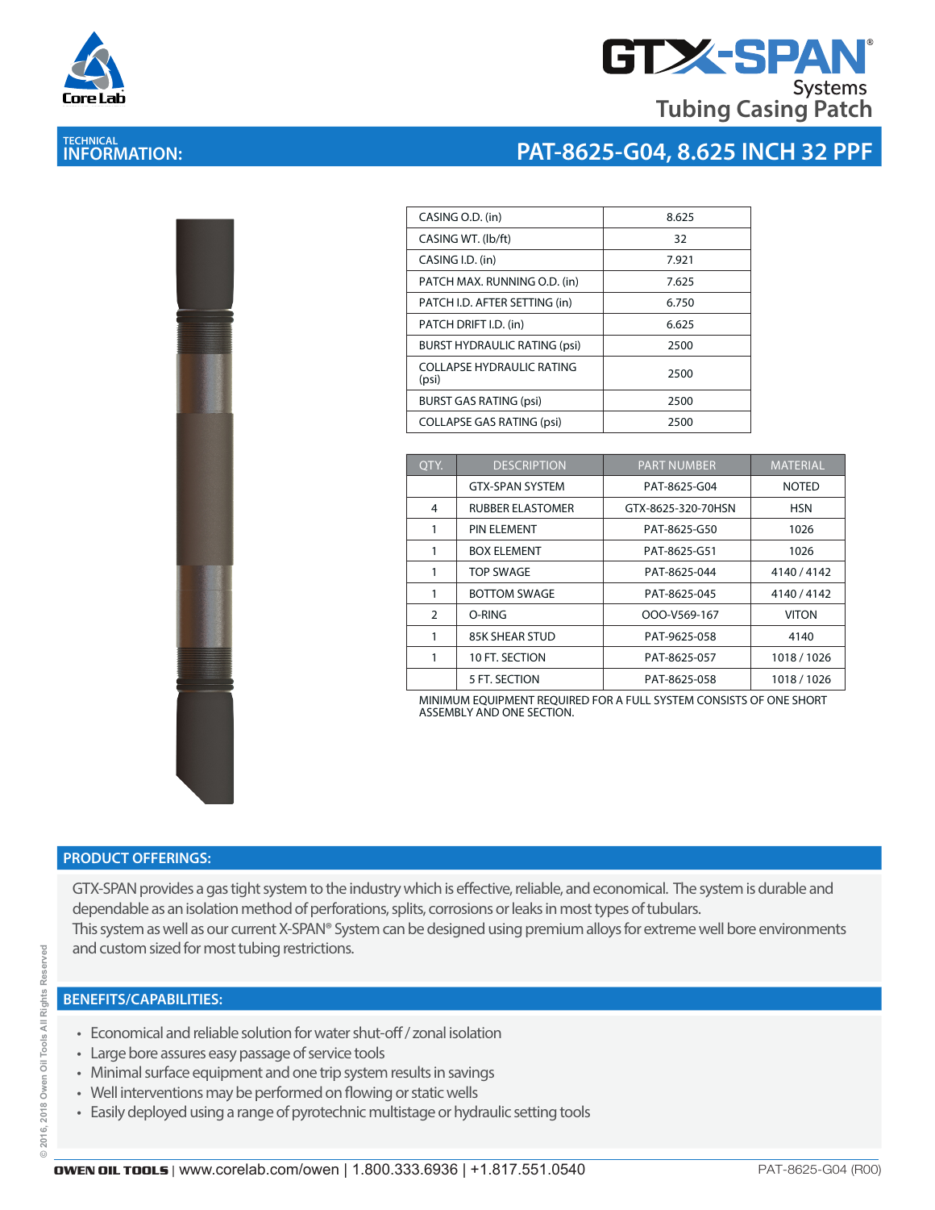# GTX-SPAN® Systems

## Tubing Casing Patch

**TECHNICAL INFORMATION:**

## PAT-8625-G04, 8.625 INCH 32 PPF

| | |
|---|---|
| CASING O.D. (in) | 8.625 |
| CASING WT. (lb/ft) | 32 |
| CASING I.D. (in) | 7.921 |
| PATCH MAX. RUNNING O.D. (in) | 7.625 |
| PATCH I.D. AFTER SETTING (in) | 6.750 |
| PATCH DRIFT I.D. (in) | 6.625 |
| BURST HYDRAULIC RATING (psi) | 2500 |
| COLLAPSE HYDRAULIC RATING (psi) | 2500 |
| BURST GAS RATING (psi) | 2500 |
| COLLAPSE GAS RATING (psi) | 2500 |

| QTY. | DESCRIPTION | PART NUMBER | MATERIAL |
|---|---|---|---|
| | GTX-SPAN SYSTEM | PAT-8625-G04 | NOTED |
| 4 | RUBBER ELASTOMER | GTX-8625-320-70HSN | HSN |
| 1 | PIN ELEMENT | PAT-8625-G50 | 1026 |
| 1 | BOX ELEMENT | PAT-8625-G51 | 1026 |
| 1 | TOP SWAGE | PAT-8625-044 | 4140 / 4142 |
| 1 | BOTTOM SWAGE | PAT-8625-045 | 4140 / 4142 |
| 2 | O-RING | OOO-V569-167 | VITON |
| 1 | 85K SHEAR STUD | PAT-9625-058 | 4140 |
| 1 | 10 FT. SECTION | PAT-8625-057 | 1018 / 1026 |
| | 5 FT. SECTION | PAT-8625-058 | 1018 / 1026 |

MINIMUM EQUIPMENT REQUIRED FOR A FULL SYSTEM CONSISTS OF ONE SHORT ASSEMBLY AND ONE SECTION.

## PRODUCT OFFERINGS:

GTX-SPAN provides a gas tight system to the industry which is effective, reliable, and economical. The system is durable and dependable as an isolation method of perforations, splits, corrosions or leaks in most types of tubulars.
This system as well as our current X-SPAN® System can be designed using premium alloys for extreme well bore environments and custom sized for most tubing restrictions.

## BENEFITS/CAPABILITIES:

- Economical and reliable solution for water shut-off / zonal isolation
- Large bore assures easy passage of service tools
- Minimal surface equipment and one trip system results in savings
- Well interventions may be performed on flowing or static wells
- Easily deployed using a range of pyrotechnic multistage or hydraulic setting tools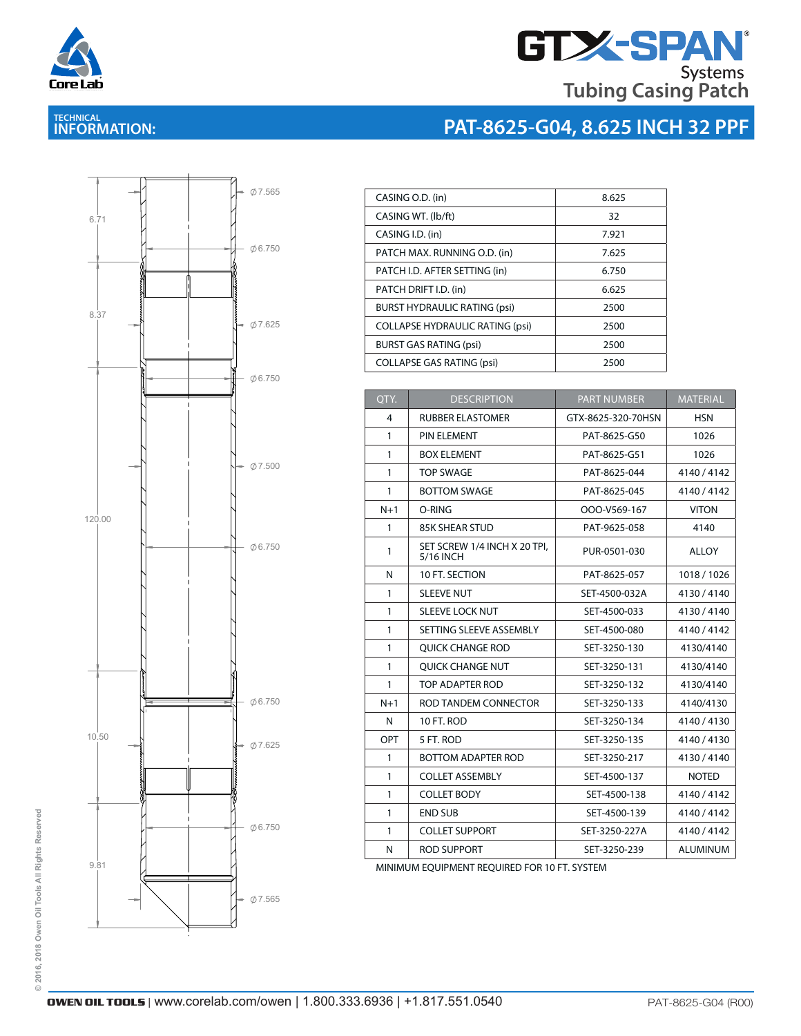# GTX-SPAN® Systems Tubing Casing Patch

## TECHNICAL INFORMATION: PAT-8625-G04, 8.625 INCH 32 PPF

6.71

8.37

120.00

10.50

9.81

Ø7.565

Ø6.750

Ø7.625

Ø6.750

Ø7.500

Ø6.750

Ø6.750

Ø7.625

Ø6.750

Ø7.565

| CASING O.D. (in) | 8.625 |
|---|---|
| CASING WT. (lb/ft) | 32 |
| CASING I.D. (in) | 7.921 |
| PATCH MAX. RUNNING O.D. (in) | 7.625 |
| PATCH I.D. AFTER SETTING (in) | 6.750 |
| PATCH DRIFT I.D. (in) | 6.625 |
| BURST HYDRAULIC RATING (psi) | 2500 |
| COLLAPSE HYDRAULIC RATING (psi) | 2500 |
| BURST GAS RATING (psi) | 2500 |
| COLLAPSE GAS RATING (psi) | 2500 |

| QTY. | DESCRIPTION | PART NUMBER | MATERIAL |
|---|---|---|---|
| 4 | RUBBER ELASTOMER | GTX-8625-320-70HSN | HSN |
| 1 | PIN ELEMENT | PAT-8625-G50 | 1026 |
| 1 | BOX ELEMENT | PAT-8625-G51 | 1026 |
| 1 | TOP SWAGE | PAT-8625-044 | 4140 / 4142 |
| 1 | BOTTOM SWAGE | PAT-8625-045 | 4140 / 4142 |
| N+1 | O-RING | OOO-V569-167 | VITON |
| 1 | 85K SHEAR STUD | PAT-9625-058 | 4140 |
| 1 | SET SCREW 1/4 INCH X 20 TPI, 5/16 INCH | PUR-0501-030 | ALLOY |
| N | 10 FT. SECTION | PAT-8625-057 | 1018 / 1026 |
| 1 | SLEEVE NUT | SET-4500-032A | 4130 / 4140 |
| 1 | SLEEVE LOCK NUT | SET-4500-033 | 4130 / 4140 |
| 1 | SETTING SLEEVE ASSEMBLY | SET-4500-080 | 4140 / 4142 |
| 1 | QUICK CHANGE ROD | SET-3250-130 | 4130/4140 |
| 1 | QUICK CHANGE NUT | SET-3250-131 | 4130/4140 |
| 1 | TOP ADAPTER ROD | SET-3250-132 | 4130/4140 |
| N+1 | ROD TANDEM CONNECTOR | SET-3250-133 | 4140/4130 |
| N | 10 FT. ROD | SET-3250-134 | 4140 / 4130 |
| OPT | 5 FT. ROD | SET-3250-135 | 4140 / 4130 |
| 1 | BOTTOM ADAPTER ROD | SET-3250-217 | 4130 / 4140 |
| 1 | COLLET ASSEMBLY | SET-4500-137 | NOTED |
| 1 | COLLET BODY | SET-4500-138 | 4140 / 4142 |
| 1 | END SUB | SET-4500-139 | 4140 / 4142 |
| 1 | COLLET SUPPORT | SET-3250-227A | 4140 / 4142 |
| N | ROD SUPPORT | SET-3250-239 | ALUMINUM |

MINIMUM EQUIPMENT REQUIRED FOR 10 FT. SYSTEM

© 2016, 2018 Owen Oil Tools All Rights Reserved

**OWEN OIL TOOLS** | www.corelab.com/owen | 1.800.333.6936 | +1.817.551.0540 PAT-8625-G04 (R00)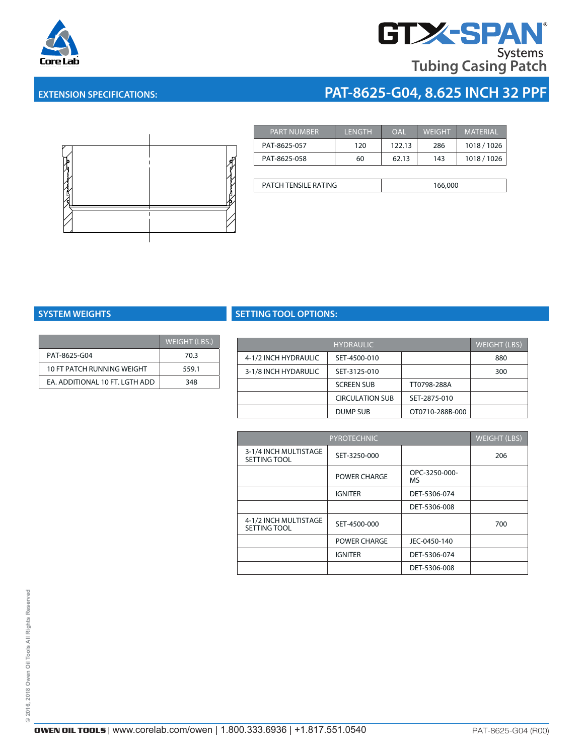# GTX-SPAN® Systems

## Tubing Casing Patch

**EXTENSION SPECIFICATIONS:**

## PAT-8625-G04, 8.625 INCH 32 PPF

| PART NUMBER | LENGTH | OAL | WEIGHT | MATERIAL |
|---|---|---|---|---|
| PAT-8625-057 | 120 | 122.13 | 286 | 1018 / 1026 |
| PAT-8625-058 | 60 | 62.13 | 143 | 1018 / 1026 |

| | |
|---|---|
| PATCH TENSILE RATING | 166,000 |

## SYSTEM WEIGHTS

| | WEIGHT (LBS.) |
|---|---|
| PAT-8625-G04 | 70.3 |
| 10 FT PATCH RUNNING WEIGHT | 559.1 |
| EA. ADDITIONAL 10 FT. LGTH ADD | 348 |

## SETTING TOOL OPTIONS:

| HYDRAULIC | | | WEIGHT (LBS) |
|---|---|---|---|
| 4-1/2 INCH HYDRAULIC | SET-4500-010 | | 880 |
| 3-1/8 INCH HYDARULIC | SET-3125-010 | | 300 |
| | SCREEN SUB | TT0798-288A | |
| | CIRCULATION SUB | SET-2875-010 | |
| | DUMP SUB | OT0710-288B-000 | |

| PYROTECHNIC | | | WEIGHT (LBS) |
|---|---|---|---|
| 3-1/4 INCH MULTISTAGE SETTING TOOL | SET-3250-000 | | 206 |
| | POWER CHARGE | OPC-3250-000-MS | |
| | IGNITER | DET-5306-074 | |
| | | DET-5306-008 | |
| 4-1/2 INCH MULTISTAGE SETTING TOOL | SET-4500-000 | | 700 |
| | POWER CHARGE | JEC-0450-140 | |
| | IGNITER | DET-5306-074 | |
| | | DET-5306-008 | |

© 2016, 2018 Owen Oil Tools All Rights Reserved

OWEN OIL TOOLS | www.corelab.com/owen | 1.800.333.6936 | +1.817.551.0540

PAT-8625-G04 (R00)